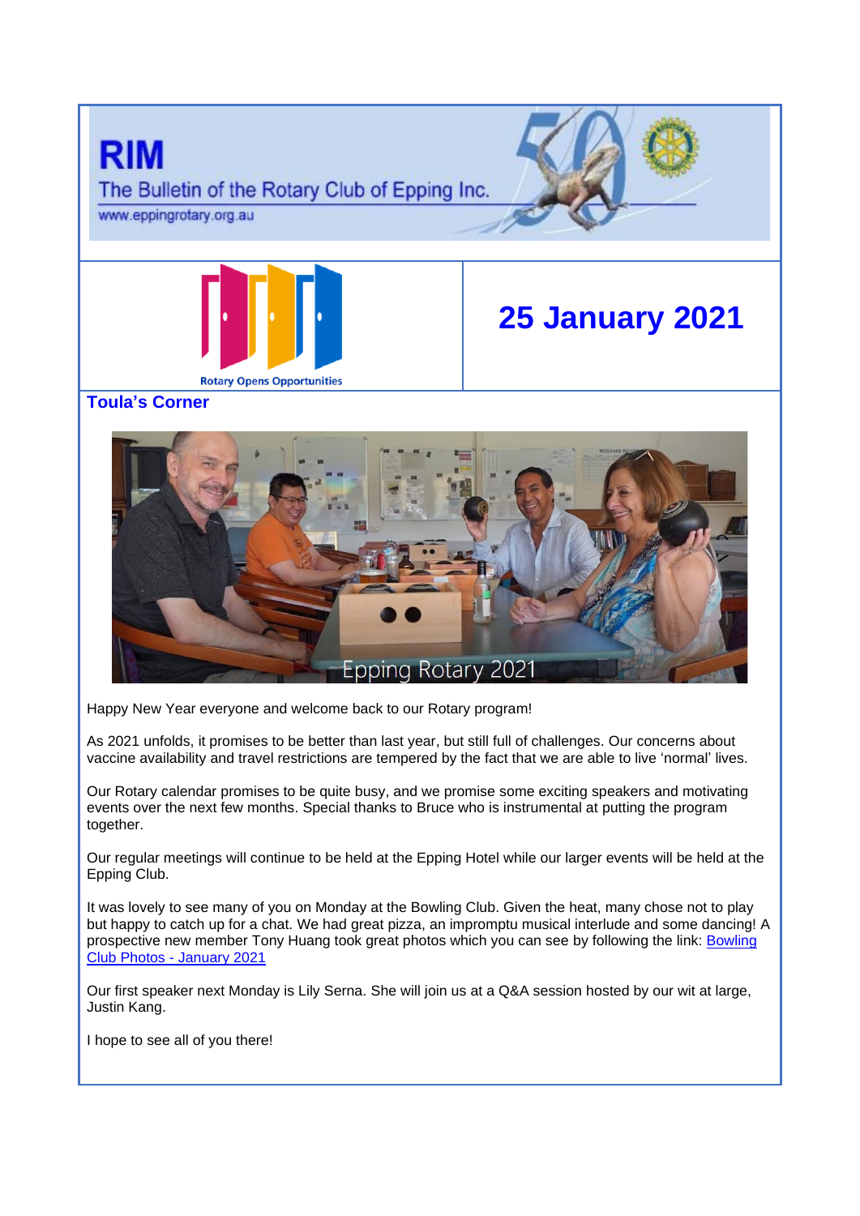# RIM

The Bulletin of the Rotary Club of Epping Inc.

www.eppingrotary.org.au

Rotary Opens Opportunities

## 25 January 2021

### Toula's Corner

Epping Rotary 2021

Happy New Year everyone and welcome back to our Rotary program!

As 2021 unfolds, it promises to be better than last year, but still full of challenges. Our concerns about vaccine availability and travel restrictions are tempered by the fact that we are able to live 'normal' lives.

Our Rotary calendar promises to be quite busy, and we promise some exciting speakers and motivating events over the next few months. Special thanks to Bruce who is instrumental at putting the program together.

Our regular meetings will continue to be held at the Epping Hotel while our larger events will be held at the Epping Club.

It was lovely to see many of you on Monday at the Bowling Club. Given the heat, many chose not to play but happy to catch up for a chat. We had great pizza, an impromptu musical interlude and some dancing! A prospective new member Tony Huang took great photos which you can see by following the link: Bowling Club Photos - January 2021

Our first speaker next Monday is Lily Serna. She will join us at a Q&A session hosted by our wit at large, Justin Kang.

I hope to see all of you there!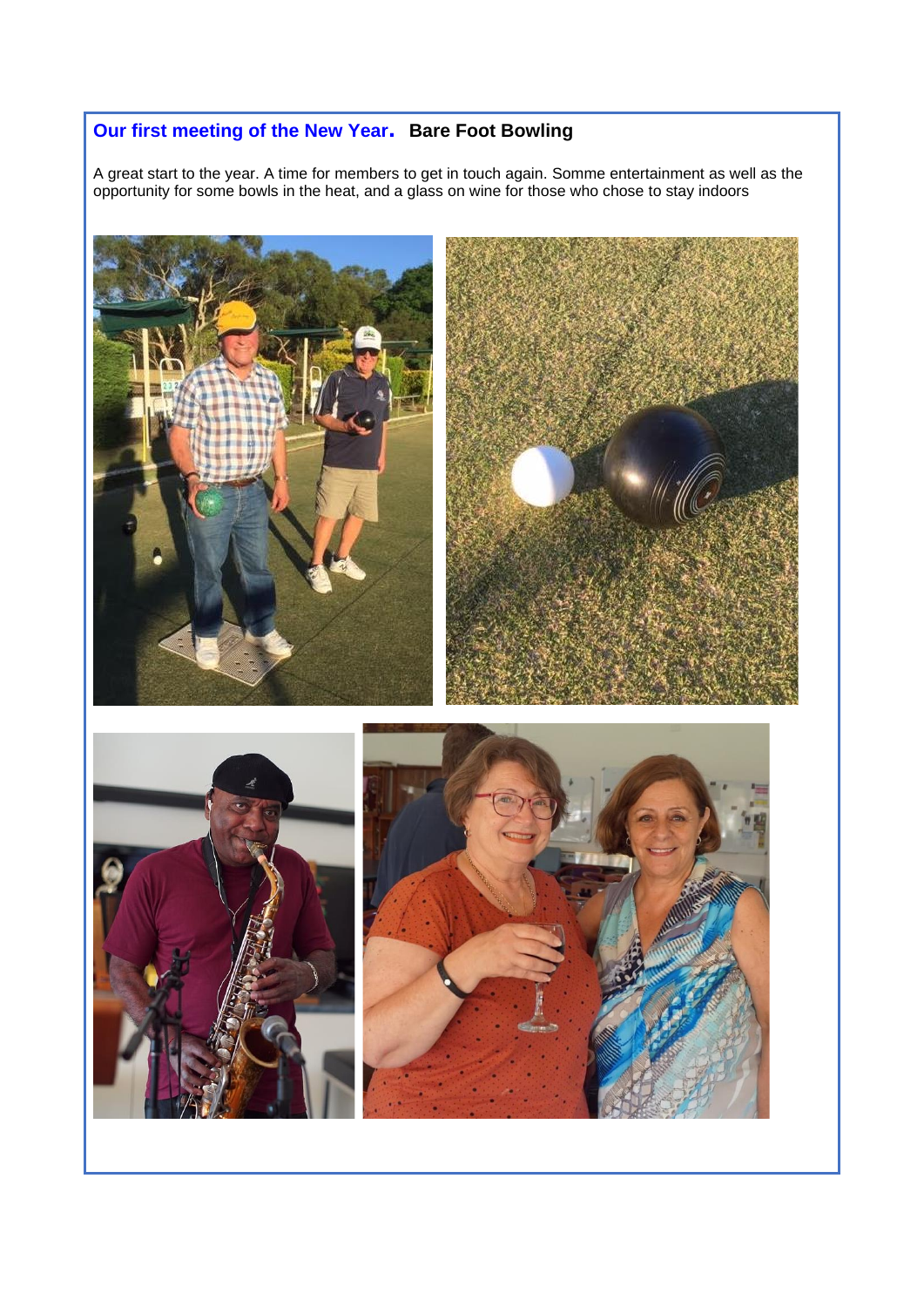## Our first meeting of the New Year. **Bare Foot Bowling**

A great start to the year. A time for members to get in touch again. Somme entertainment as well as the opportunity for some bowls in the heat, and a glass on wine for those who chose to stay indoors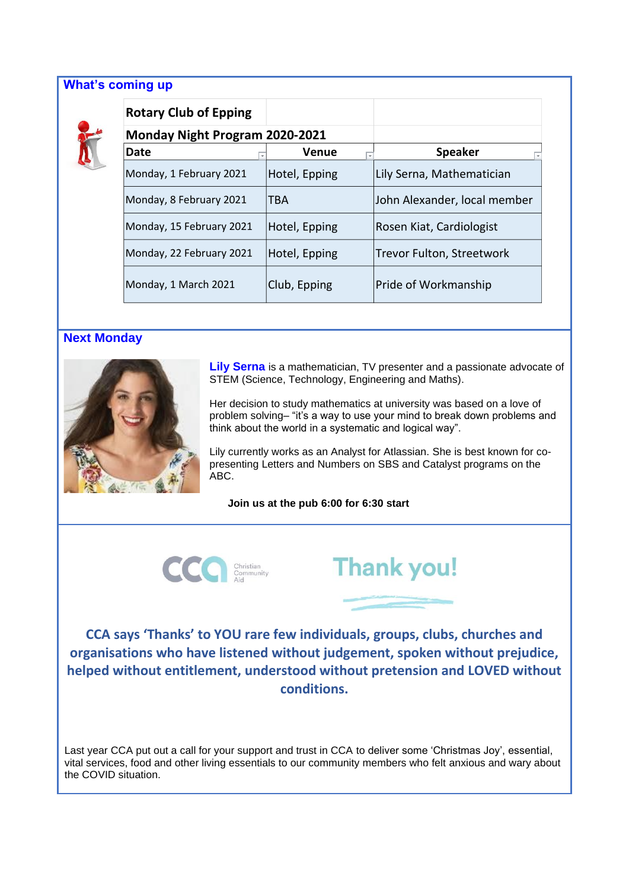## What's coming up

**Rotary Club of Epping**

**Monday Night Program 2020-2021**

| Date | Venue | Speaker |
|---|---|---|
| Monday, 1 February 2021 | Hotel, Epping | Lily Serna, Mathematician |
| Monday, 8 February 2021 | TBA | John Alexander, local member |
| Monday, 15 February 2021 | Hotel, Epping | Rosen Kiat, Cardiologist |
| Monday, 22 February 2021 | Hotel, Epping | Trevor Fulton, Streetwork |
| Monday, 1 March 2021 | Club, Epping | Pride of Workmanship |

## Next Monday

**Lily Serna** is a mathematician, TV presenter and a passionate advocate of STEM (Science, Technology, Engineering and Maths).

Her decision to study mathematics at university was based on a love of problem solving– "it's a way to use your mind to break down problems and think about the world in a systematic and logical way".

Lily currently works as an Analyst for Atlassian. She is best known for co-presenting Letters and Numbers on SBS and Catalyst programs on the ABC.

**Join us at the pub 6:00 for 6:30 start**

CCA Christian Community Aid

Thank you!

**CCA says 'Thanks' to YOU rare few individuals, groups, clubs, churches and organisations who have listened without judgement, spoken without prejudice, helped without entitlement, understood without pretension and LOVED without conditions.**

Last year CCA put out a call for your support and trust in CCA to deliver some 'Christmas Joy', essential, vital services, food and other living essentials to our community members who felt anxious and wary about the COVID situation.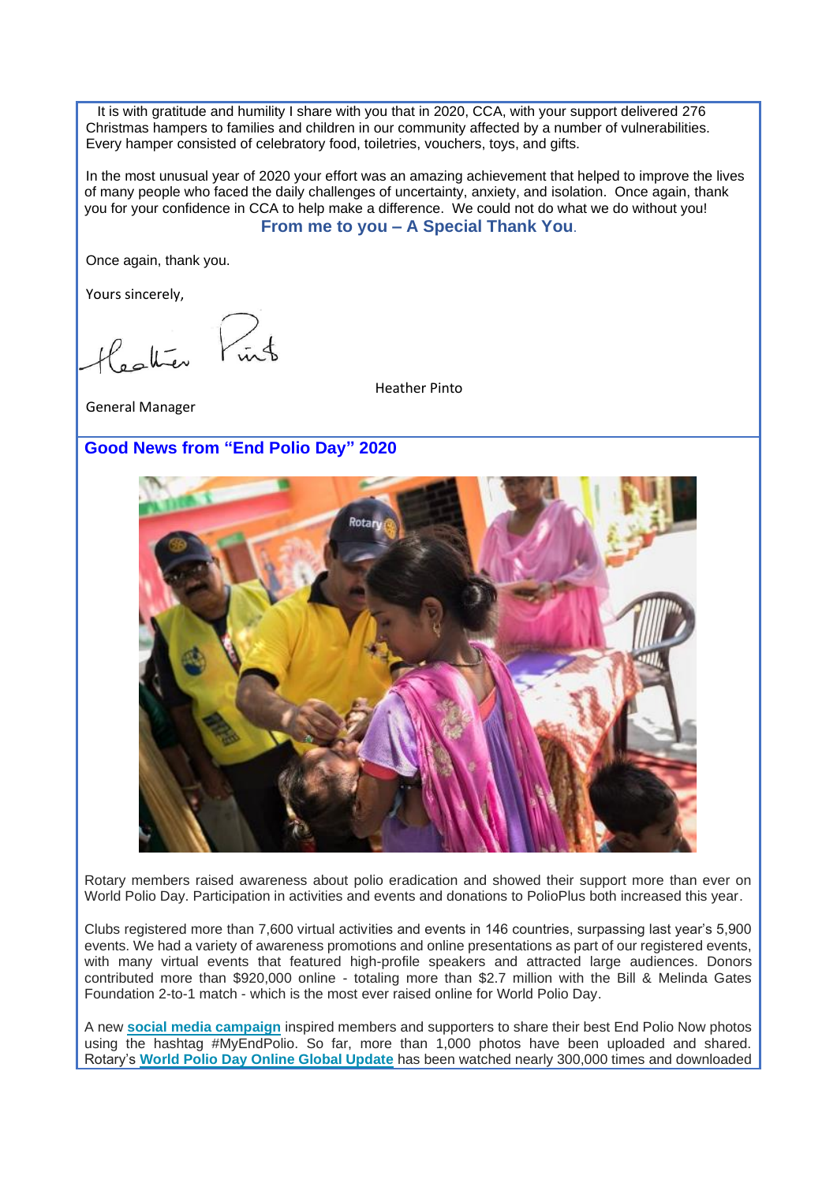It is with gratitude and humility I share with you that in 2020, CCA, with your support delivered 276 Christmas hampers to families and children in our community affected by a number of vulnerabilities. Every hamper consisted of celebratory food, toiletries, vouchers, toys, and gifts.

In the most unusual year of 2020 your effort was an amazing achievement that helped to improve the lives of many people who faced the daily challenges of uncertainty, anxiety, and isolation. Once again, thank you for your confidence in CCA to help make a difference. We could not do what we do without you!

**From me to you – A Special Thank You**.

Once again, thank you.

Yours sincerely,

Heather Pinto

General Manager

## Good News from "End Polio Day" 2020

Rotary members raised awareness about polio eradication and showed their support more than ever on World Polio Day. Participation in activities and events and donations to PolioPlus both increased this year.

Clubs registered more than 7,600 virtual activities and events in 146 countries, surpassing last year's 5,900 events. We had a variety of awareness promotions and online presentations as part of our registered events, with many virtual events that featured high-profile speakers and attracted large audiences. Donors contributed more than $920,000 online - totaling more than $2.7 million with the Bill & Melinda Gates Foundation 2-to-1 match - which is the most ever raised online for World Polio Day.

A new **social media campaign** inspired members and supporters to share their best End Polio Now photos using the hashtag #MyEndPolio. So far, more than 1,000 photos have been uploaded and shared. Rotary's **World Polio Day Online Global Update** has been watched nearly 300,000 times and downloaded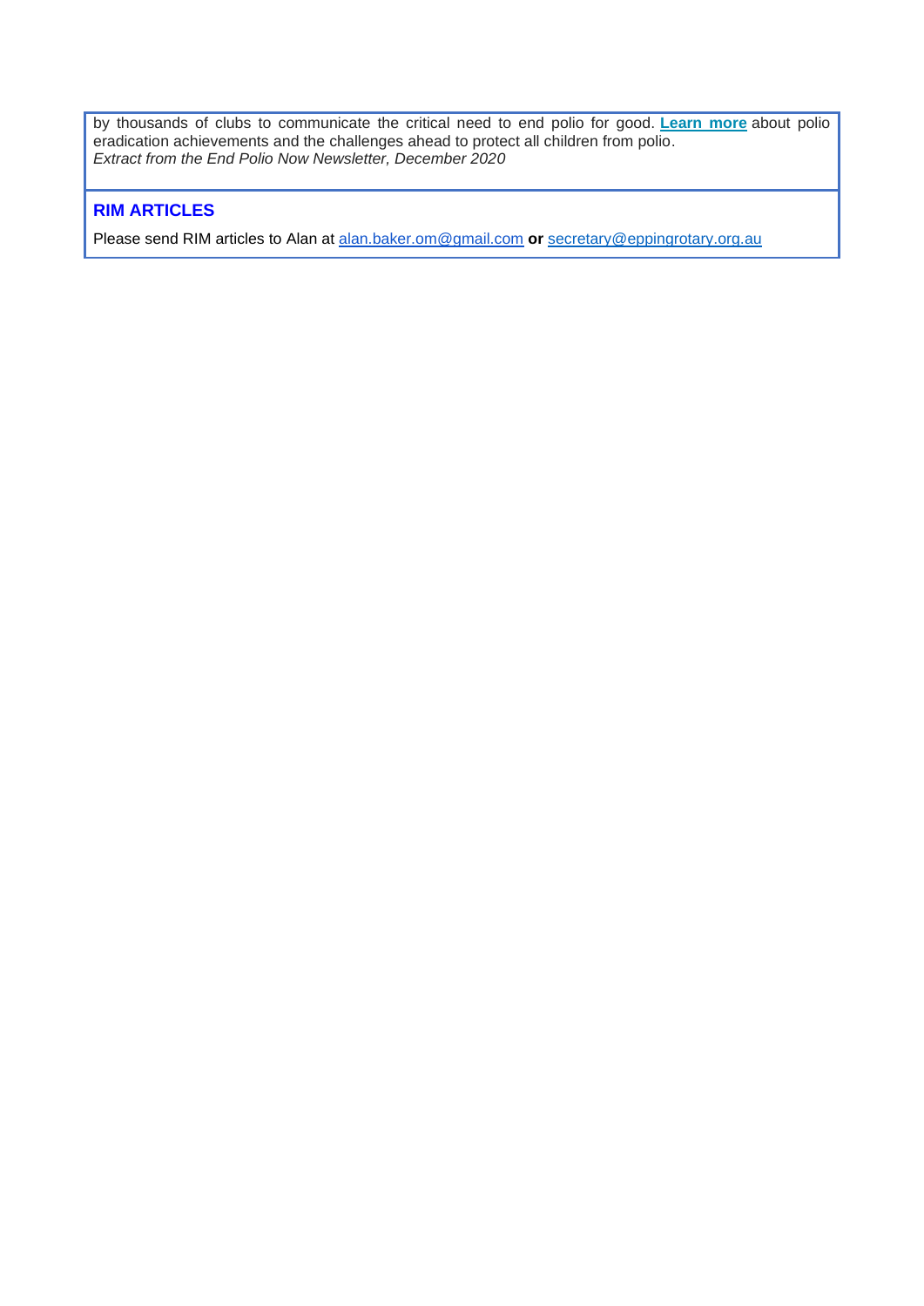by thousands of clubs to communicate the critical need to end polio for good. **Learn more** about polio eradication achievements and the challenges ahead to protect all children from polio.
*Extract from the End Polio Now Newsletter, December 2020*

### RIM ARTICLES

Please send RIM articles to Alan at alan.baker.om@gmail.com **or** secretary@eppingrotary.org.au